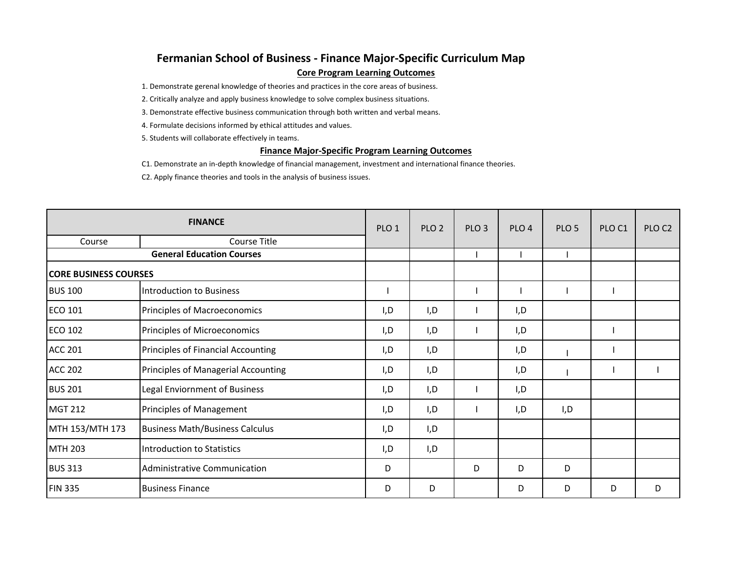# Fermanian School of Business - Finance Major-Specific Curriculum Map

## Core Program Learning Outcomes

1. Demonstrate gerenal knowledge of theories and practices in the core areas of business.
2. Critically analyze and apply business knowledge to solve complex business situations.
3. Demonstrate effective business communication through both written and verbal means.
4. Formulate decisions informed by ethical attitudes and values.
5. Students will collaborate effectively in teams.

## Finance Major-Specific Program Learning Outcomes

C1. Demonstrate an in-depth knowledge of financial management, investment and international finance theories.

C2. Apply finance theories and tools in the analysis of business issues.

| FINANCE | | PLO 1 | PLO 2 | PLO 3 | PLO 4 | PLO 5 | PLO C1 | PLO C2 |
|---|---|---|---|---|---|---|---|---|
| Course | Course Title | | | | | | | |
| **General Education Courses** | | | | I | I | I | | |
| **CORE BUSINESS COURSES** | | | | | | | | |
| BUS 100 | Introduction to Business | I | | I | I | I | I | |
| ECO 101 | Principles of Macroeconomics | I,D | I,D | I | I,D | | | |
| ECO 102 | Principles of Microeconomics | I,D | I,D | I | I,D | | I | |
| ACC 201 | Principles of Financial Accounting | I,D | I,D | | I,D | I | I | |
| ACC 202 | Principles of Managerial Accounting | I,D | I,D | | I,D | I | I | I |
| BUS 201 | Legal Enviornment of Business | I,D | I,D | I | I,D | | | |
| MGT 212 | Principles of Management | I,D | I,D | I | I,D | I,D | | |
| MTH 153/MTH 173 | Business Math/Business Calculus | I,D | I,D | | | | | |
| MTH 203 | Introduction to Statistics | I,D | I,D | | | | | |
| BUS 313 | Administrative Communication | D | | D | D | D | | |
| FIN 335 | Business Finance | D | D | | D | D | D | D |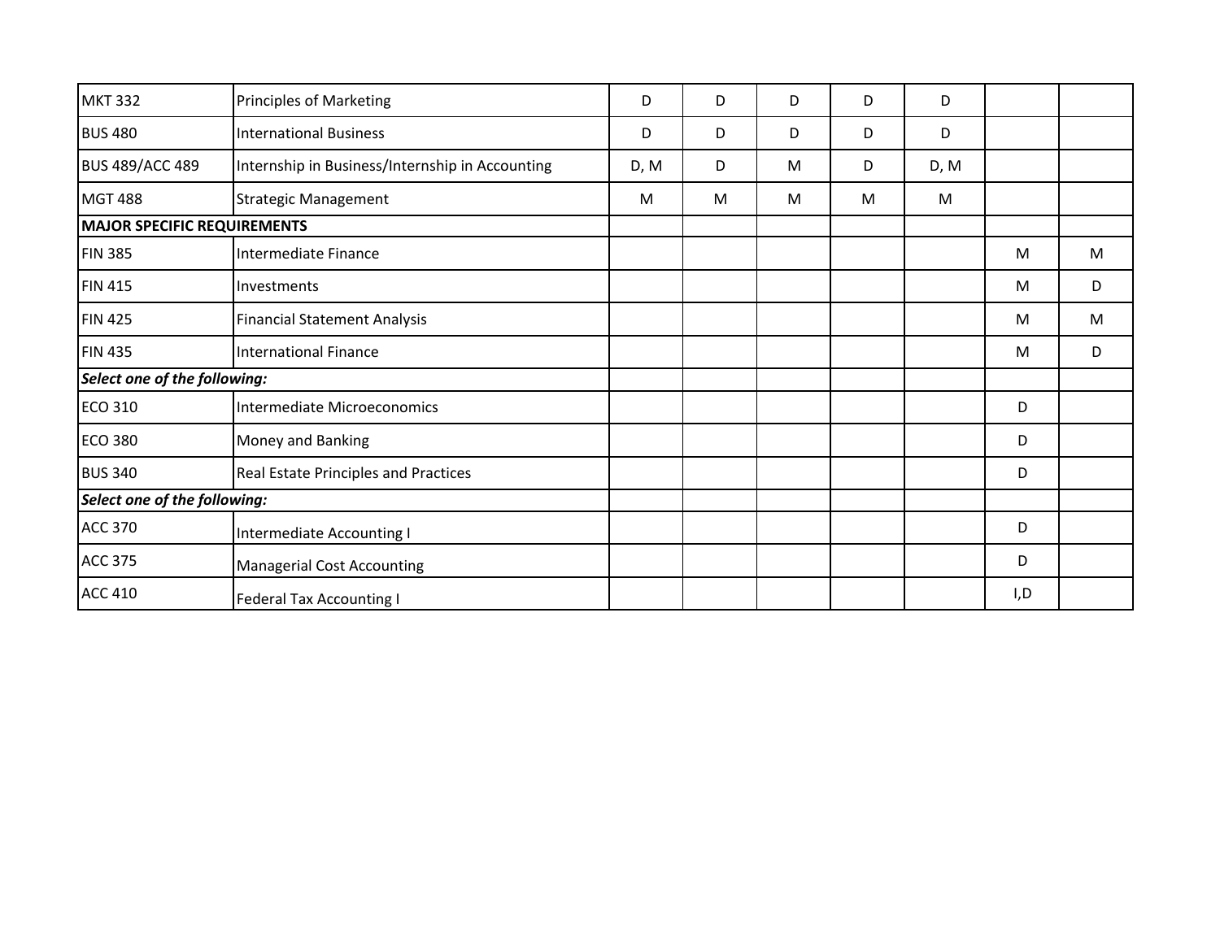| | | | | | | | | |
|---|---|---|---|---|---|---|---|---|
| MKT 332 | Principles of Marketing | D | D | D | D | D | | |
| BUS 480 | International Business | D | D | D | D | D | | |
| BUS 489/ACC 489 | Internship in Business/Internship in Accounting | D, M | D | M | D | D, M | | |
| MGT 488 | Strategic Management | M | M | M | M | M | | |
| **MAJOR SPECIFIC REQUIREMENTS** | | | | | | | | |
| FIN 385 | Intermediate Finance | | | | | | M | M |
| FIN 415 | Investments | | | | | | M | D |
| FIN 425 | Financial Statement Analysis | | | | | | M | M |
| FIN 435 | International Finance | | | | | | M | D |
| ***Select one of the following:*** | | | | | | | | |
| ECO 310 | Intermediate Microeconomics | | | | | | D | |
| ECO 380 | Money and Banking | | | | | | D | |
| BUS 340 | Real Estate Principles and Practices | | | | | | D | |
| ***Select one of the following:*** | | | | | | | | |
| ACC 370 | Intermediate Accounting I | | | | | | D | |
| ACC 375 | Managerial Cost Accounting | | | | | | D | |
| ACC 410 | Federal Tax Accounting I | | | | | | I,D | |